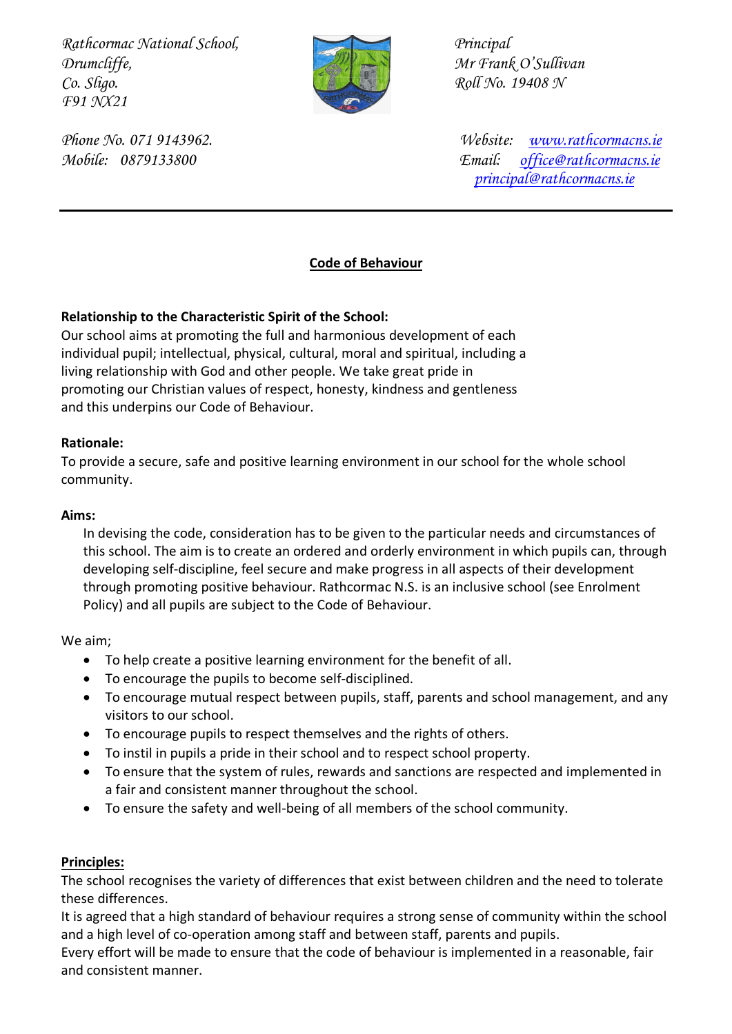Rathcormac National School,
Drumcliffe,
Co. Sligo.
F91 NX21

Principal
Mr Frank O'Sullivan
Roll No. 19408 N

Phone No. 071 9143962.
Mobile: 0879133800

Website: www.rathcormacns.ie
Email: office@rathcormacns.ie
principal@rathcormacns.ie

---

# Code of Behaviour

**Relationship to the Characteristic Spirit of the School:**
Our school aims at promoting the full and harmonious development of each individual pupil; intellectual, physical, cultural, moral and spiritual, including a living relationship with God and other people. We take great pride in promoting our Christian values of respect, honesty, kindness and gentleness and this underpins our Code of Behaviour.

**Rationale:**
To provide a secure, safe and positive learning environment in our school for the whole school community.

**Aims:**
In devising the code, consideration has to be given to the particular needs and circumstances of this school. The aim is to create an ordered and orderly environment in which pupils can, through developing self-discipline, feel secure and make progress in all aspects of their development through promoting positive behaviour. Rathcormac N.S. is an inclusive school (see Enrolment Policy) and all pupils are subject to the Code of Behaviour.

We aim;

- To help create a positive learning environment for the benefit of all.
- To encourage the pupils to become self-disciplined.
- To encourage mutual respect between pupils, staff, parents and school management, and any visitors to our school.
- To encourage pupils to respect themselves and the rights of others.
- To instil in pupils a pride in their school and to respect school property.
- To ensure that the system of rules, rewards and sanctions are respected and implemented in a fair and consistent manner throughout the school.
- To ensure the safety and well-being of all members of the school community.

**Principles:**
The school recognises the variety of differences that exist between children and the need to tolerate these differences.
It is agreed that a high standard of behaviour requires a strong sense of community within the school and a high level of co-operation among staff and between staff, parents and pupils.
Every effort will be made to ensure that the code of behaviour is implemented in a reasonable, fair and consistent manner.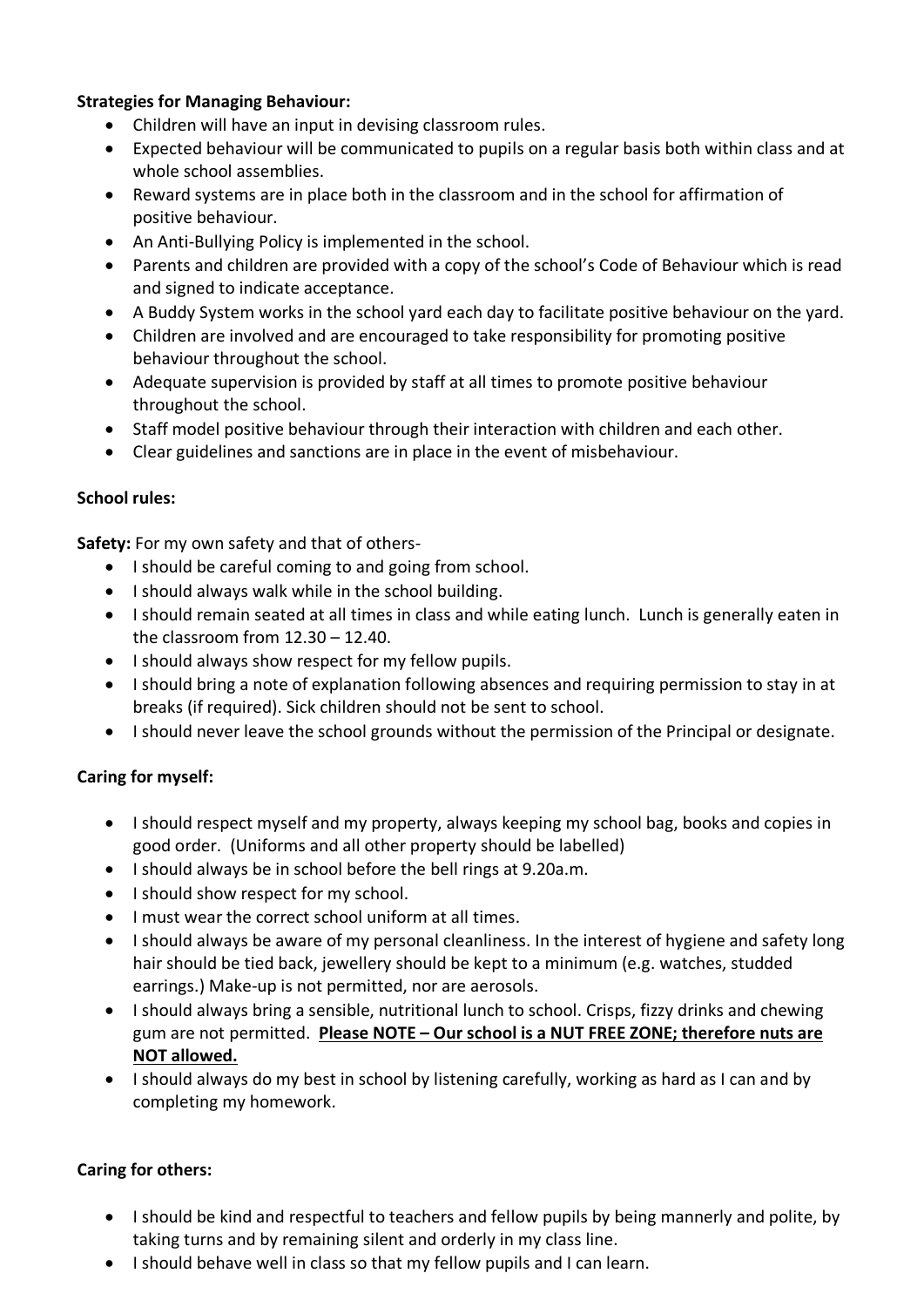**Strategies for Managing Behaviour:**

- Children will have an input in devising classroom rules.
- Expected behaviour will be communicated to pupils on a regular basis both within class and at whole school assemblies.
- Reward systems are in place both in the classroom and in the school for affirmation of positive behaviour.
- An Anti-Bullying Policy is implemented in the school.
- Parents and children are provided with a copy of the school's Code of Behaviour which is read and signed to indicate acceptance.
- A Buddy System works in the school yard each day to facilitate positive behaviour on the yard.
- Children are involved and are encouraged to take responsibility for promoting positive behaviour throughout the school.
- Adequate supervision is provided by staff at all times to promote positive behaviour throughout the school.
- Staff model positive behaviour through their interaction with children and each other.
- Clear guidelines and sanctions are in place in the event of misbehaviour.

**School rules:**

**Safety:** For my own safety and that of others-

- I should be careful coming to and going from school.
- I should always walk while in the school building.
- I should remain seated at all times in class and while eating lunch. Lunch is generally eaten in the classroom from 12.30 – 12.40.
- I should always show respect for my fellow pupils.
- I should bring a note of explanation following absences and requiring permission to stay in at breaks (if required). Sick children should not be sent to school.
- I should never leave the school grounds without the permission of the Principal or designate.

**Caring for myself:**

- I should respect myself and my property, always keeping my school bag, books and copies in good order. (Uniforms and all other property should be labelled)
- I should always be in school before the bell rings at 9.20a.m.
- I should show respect for my school.
- I must wear the correct school uniform at all times.
- I should always be aware of my personal cleanliness. In the interest of hygiene and safety long hair should be tied back, jewellery should be kept to a minimum (e.g. watches, studded earrings.) Make-up is not permitted, nor are aerosols.
- I should always bring a sensible, nutritional lunch to school. Crisps, fizzy drinks and chewing gum are not permitted. **<u>Please NOTE – Our school is a NUT FREE ZONE; therefore nuts are NOT allowed.</u>**
- I should always do my best in school by listening carefully, working as hard as I can and by completing my homework.

**Caring for others:**

- I should be kind and respectful to teachers and fellow pupils by being mannerly and polite, by taking turns and by remaining silent and orderly in my class line.
- I should behave well in class so that my fellow pupils and I can learn.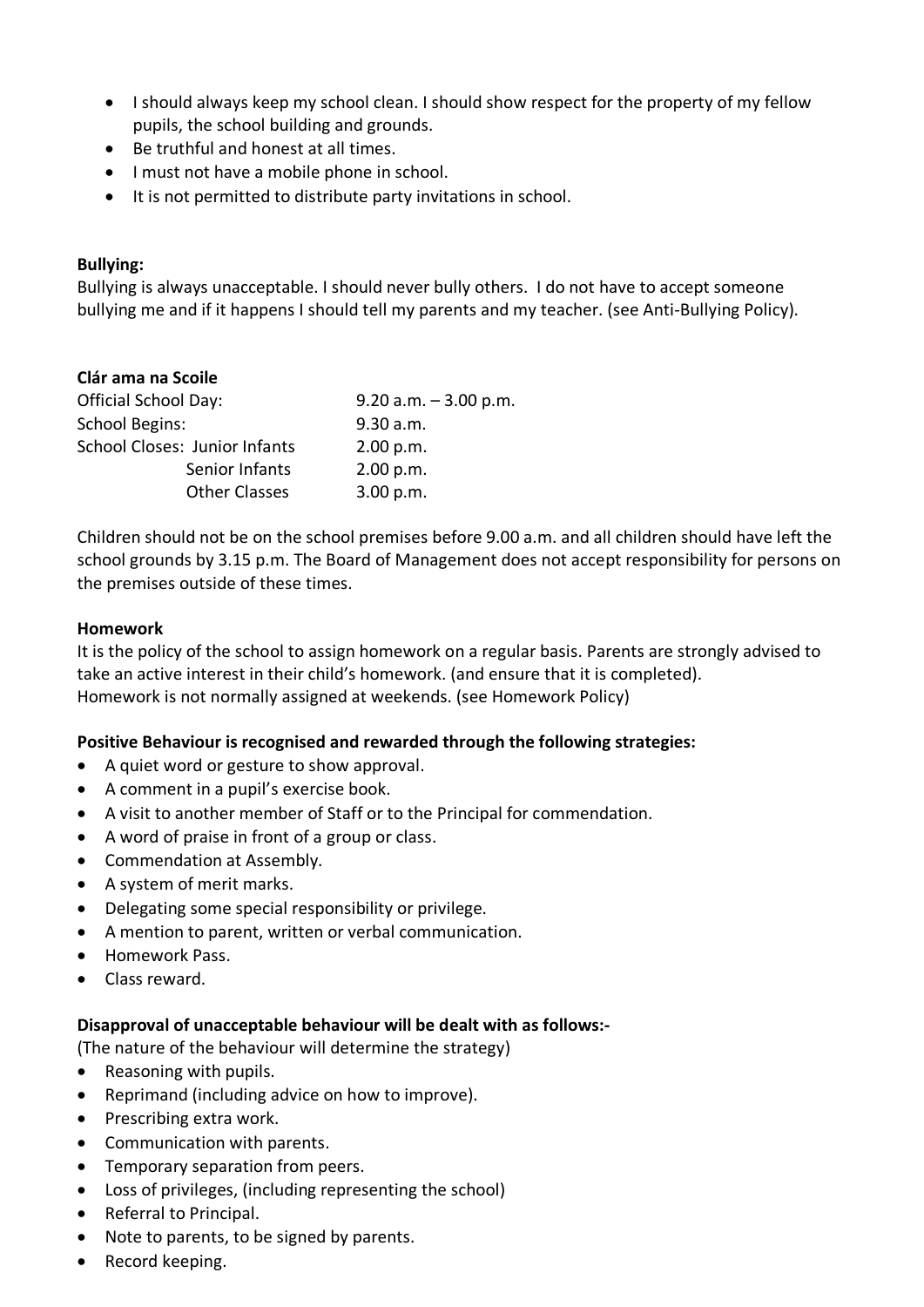- I should always keep my school clean. I should show respect for the property of my fellow pupils, the school building and grounds.
- Be truthful and honest at all times.
- I must not have a mobile phone in school.
- It is not permitted to distribute party invitations in school.

**Bullying:**

Bullying is always unacceptable. I should never bully others. I do not have to accept someone bullying me and if it happens I should tell my parents and my teacher. (see Anti-Bullying Policy).

**Clár ama na Scoile**

| | |
|---|---|
| Official School Day: | 9.20 a.m. – 3.00 p.m. |
| School Begins: | 9.30 a.m. |
| School Closes: Junior Infants | 2.00 p.m. |
| Senior Infants | 2.00 p.m. |
| Other Classes | 3.00 p.m. |

Children should not be on the school premises before 9.00 a.m. and all children should have left the school grounds by 3.15 p.m. The Board of Management does not accept responsibility for persons on the premises outside of these times.

**Homework**

It is the policy of the school to assign homework on a regular basis. Parents are strongly advised to take an active interest in their child's homework. (and ensure that it is completed).
Homework is not normally assigned at weekends. (see Homework Policy)

**Positive Behaviour is recognised and rewarded through the following strategies:**

- A quiet word or gesture to show approval.
- A comment in a pupil's exercise book.
- A visit to another member of Staff or to the Principal for commendation.
- A word of praise in front of a group or class.
- Commendation at Assembly.
- A system of merit marks.
- Delegating some special responsibility or privilege.
- A mention to parent, written or verbal communication.
- Homework Pass.
- Class reward.

**Disapproval of unacceptable behaviour will be dealt with as follows:-**

(The nature of the behaviour will determine the strategy)

- Reasoning with pupils.
- Reprimand (including advice on how to improve).
- Prescribing extra work.
- Communication with parents.
- Temporary separation from peers.
- Loss of privileges, (including representing the school)
- Referral to Principal.
- Note to parents, to be signed by parents.
- Record keeping.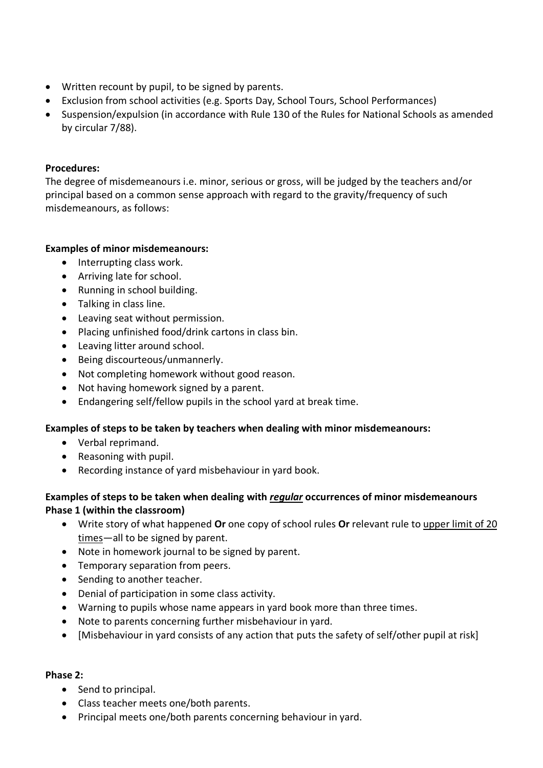- Written recount by pupil, to be signed by parents.
- Exclusion from school activities (e.g. Sports Day, School Tours, School Performances)
- Suspension/expulsion (in accordance with Rule 130 of the Rules for National Schools as amended by circular 7/88).

**Procedures:**
The degree of misdemeanours i.e. minor, serious or gross, will be judged by the teachers and/or principal based on a common sense approach with regard to the gravity/frequency of such misdemeanours, as follows:

**Examples of minor misdemeanours:**

- Interrupting class work.
- Arriving late for school.
- Running in school building.
- Talking in class line.
- Leaving seat without permission.
- Placing unfinished food/drink cartons in class bin.
- Leaving litter around school.
- Being discourteous/unmannerly.
- Not completing homework without good reason.
- Not having homework signed by a parent.
- Endangering self/fellow pupils in the school yard at break time.

**Examples of steps to be taken by teachers when dealing with minor misdemeanours:**

- Verbal reprimand.
- Reasoning with pupil.
- Recording instance of yard misbehaviour in yard book.

**Examples of steps to be taken when dealing with *regular* occurrences of minor misdemeanours Phase 1 (within the classroom)**

- Write story of what happened **Or** one copy of school rules **Or** relevant rule to upper limit of 20 times—all to be signed by parent.
- Note in homework journal to be signed by parent.
- Temporary separation from peers.
- Sending to another teacher.
- Denial of participation in some class activity.
- Warning to pupils whose name appears in yard book more than three times.
- Note to parents concerning further misbehaviour in yard.
- [Misbehaviour in yard consists of any action that puts the safety of self/other pupil at risk]

**Phase 2:**

- Send to principal.
- Class teacher meets one/both parents.
- Principal meets one/both parents concerning behaviour in yard.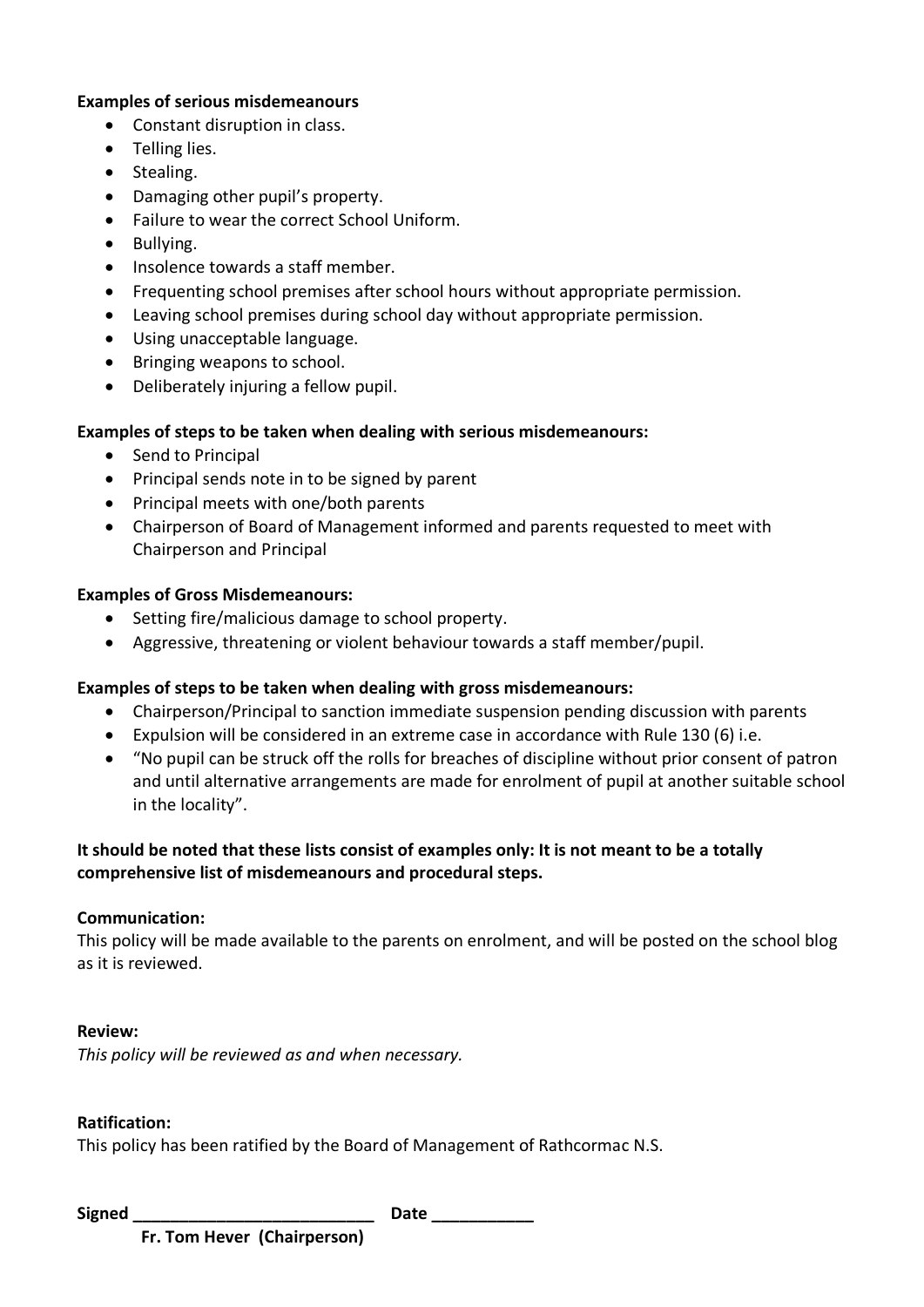**Examples of serious misdemeanours**

- Constant disruption in class.
- Telling lies.
- Stealing.
- Damaging other pupil's property.
- Failure to wear the correct School Uniform.
- Bullying.
- Insolence towards a staff member.
- Frequenting school premises after school hours without appropriate permission.
- Leaving school premises during school day without appropriate permission.
- Using unacceptable language.
- Bringing weapons to school.
- Deliberately injuring a fellow pupil.

**Examples of steps to be taken when dealing with serious misdemeanours:**

- Send to Principal
- Principal sends note in to be signed by parent
- Principal meets with one/both parents
- Chairperson of Board of Management informed and parents requested to meet with Chairperson and Principal

**Examples of Gross Misdemeanours:**

- Setting fire/malicious damage to school property.
- Aggressive, threatening or violent behaviour towards a staff member/pupil.

**Examples of steps to be taken when dealing with gross misdemeanours:**

- Chairperson/Principal to sanction immediate suspension pending discussion with parents
- Expulsion will be considered in an extreme case in accordance with Rule 130 (6) i.e.
- "No pupil can be struck off the rolls for breaches of discipline without prior consent of patron and until alternative arrangements are made for enrolment of pupil at another suitable school in the locality".

**It should be noted that these lists consist of examples only: It is not meant to be a totally comprehensive list of misdemeanours and procedural steps.**

**Communication:**

This policy will be made available to the parents on enrolment, and will be posted on the school blog as it is reviewed.

**Review:**

*This policy will be reviewed as and when necessary.*

**Ratification:**

This policy has been ratified by the Board of Management of Rathcormac N.S.

**Signed** ___________________________ **Date** ___________

**Fr. Tom Hever (Chairperson)**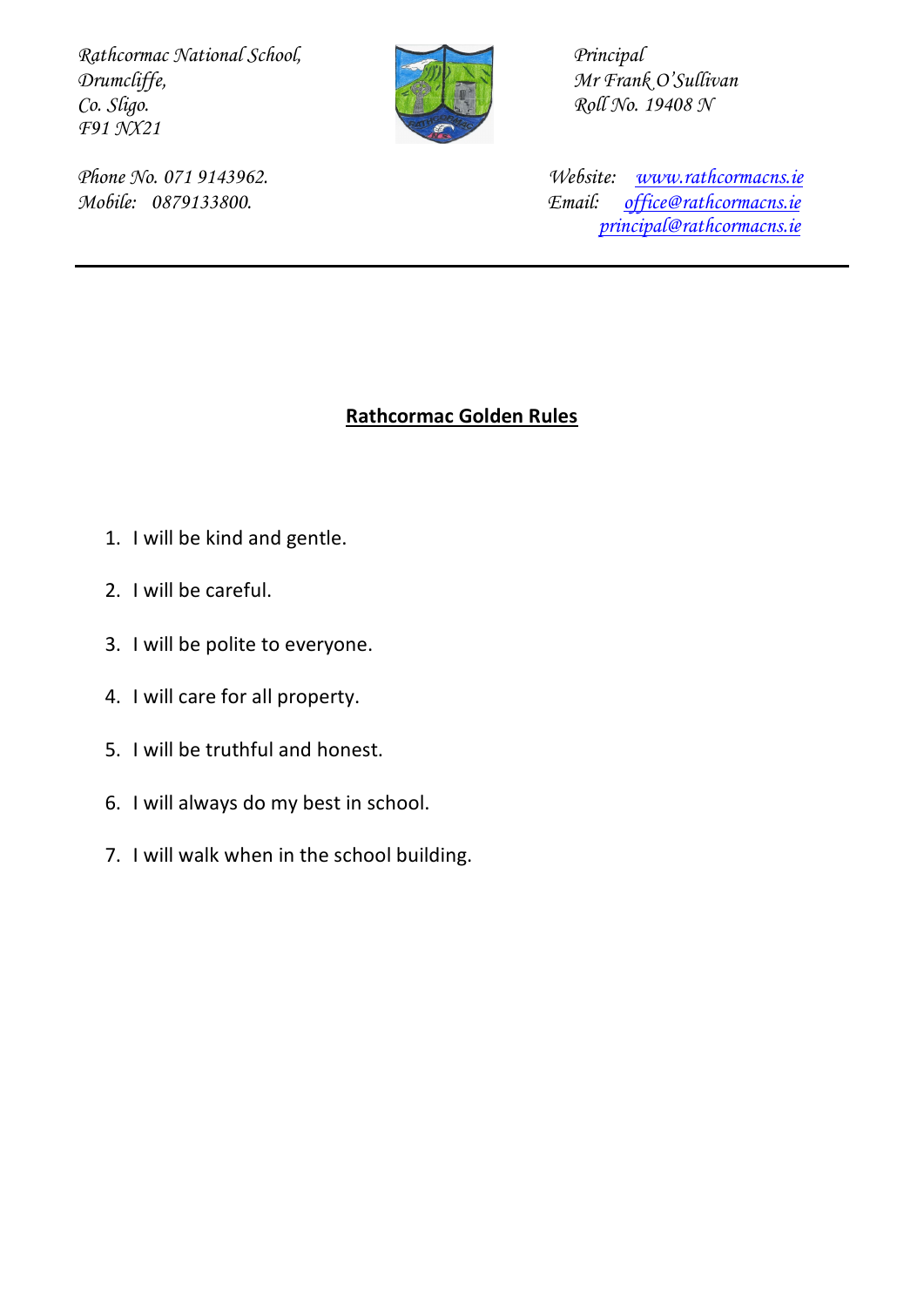*Rathcormac National School,*
*Drumcliffe,*
*Co. Sligo.*
*F91 NX21*

*Principal*
*Mr Frank O'Sullivan*
*Roll No. 19408 N*

*Phone No. 071 9143962.*
*Mobile: 0879133800.*

*Website: [www.rathcormacns.ie](http://www.rathcormacns.ie)*
*Email: [office@rathcormacns.ie](mailto:office@rathcormacns.ie)*
*[principal@rathcormacns.ie](mailto:principal@rathcormacns.ie)*

---

## Rathcormac Golden Rules

1. I will be kind and gentle.
2. I will be careful.
3. I will be polite to everyone.
4. I will care for all property.
5. I will be truthful and honest.
6. I will always do my best in school.
7. I will walk when in the school building.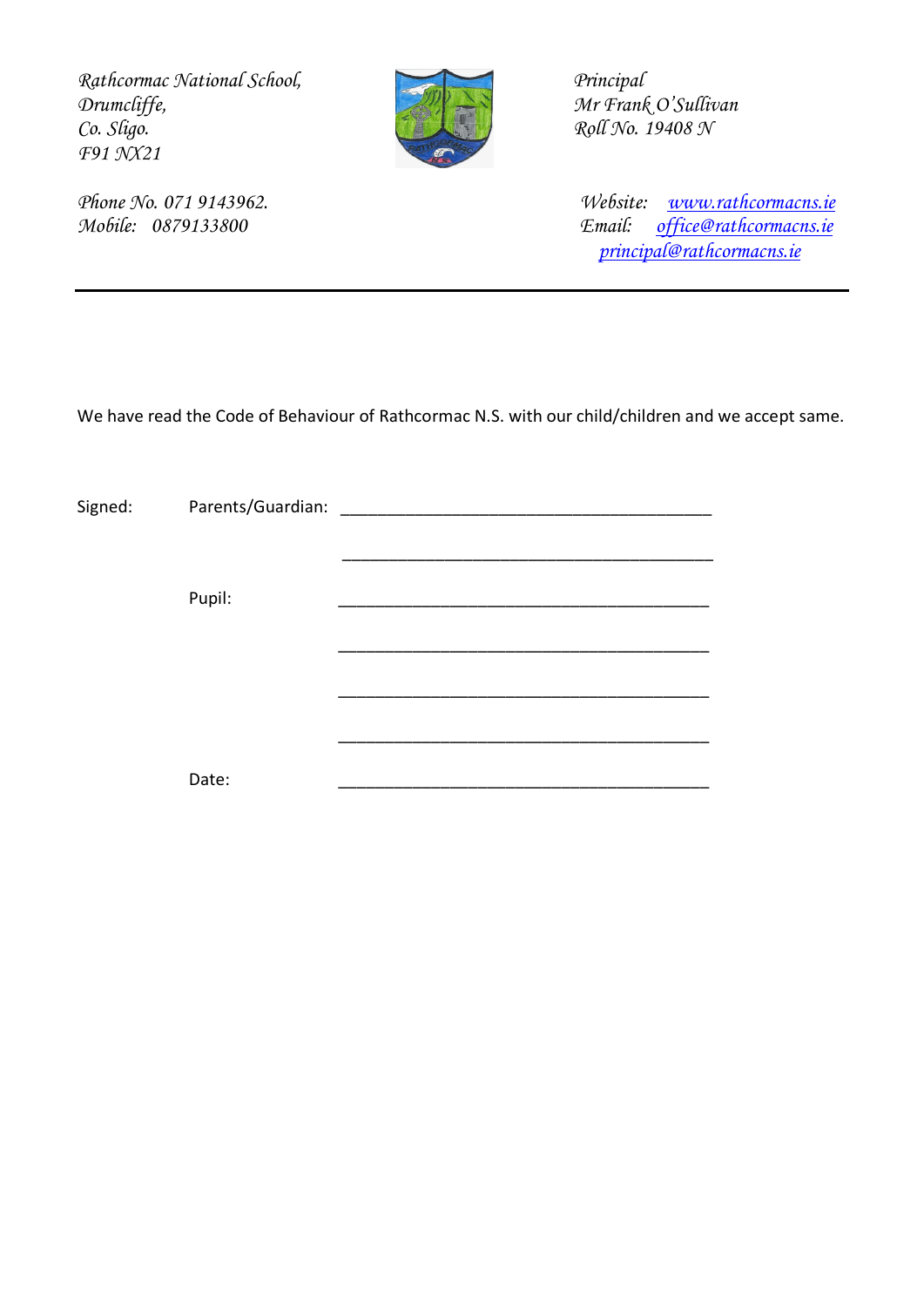*Rathcormac National School,*
*Drumcliffe,*
*Co. Sligo.*
*F91 NX21*

*Phone No. 071 9143962.*
*Mobile: 0879133800*

*Principal*
*Mr Frank O'Sullivan*
*Roll No. 19408 N*

*Website:* [www.rathcormacns.ie](http://www.rathcormacns.ie)
*Email:* [office@rathcormacns.ie](mailto:office@rathcormacns.ie)
[principal@rathcormacns.ie](mailto:principal@rathcormacns.ie)

---

We have read the Code of Behaviour of Rathcormac N.S. with our child/children and we accept same.

Signed: Parents/Guardian: ________________________________________

________________________________________

Pupil: ________________________________________

________________________________________

________________________________________

________________________________________

Date: ________________________________________